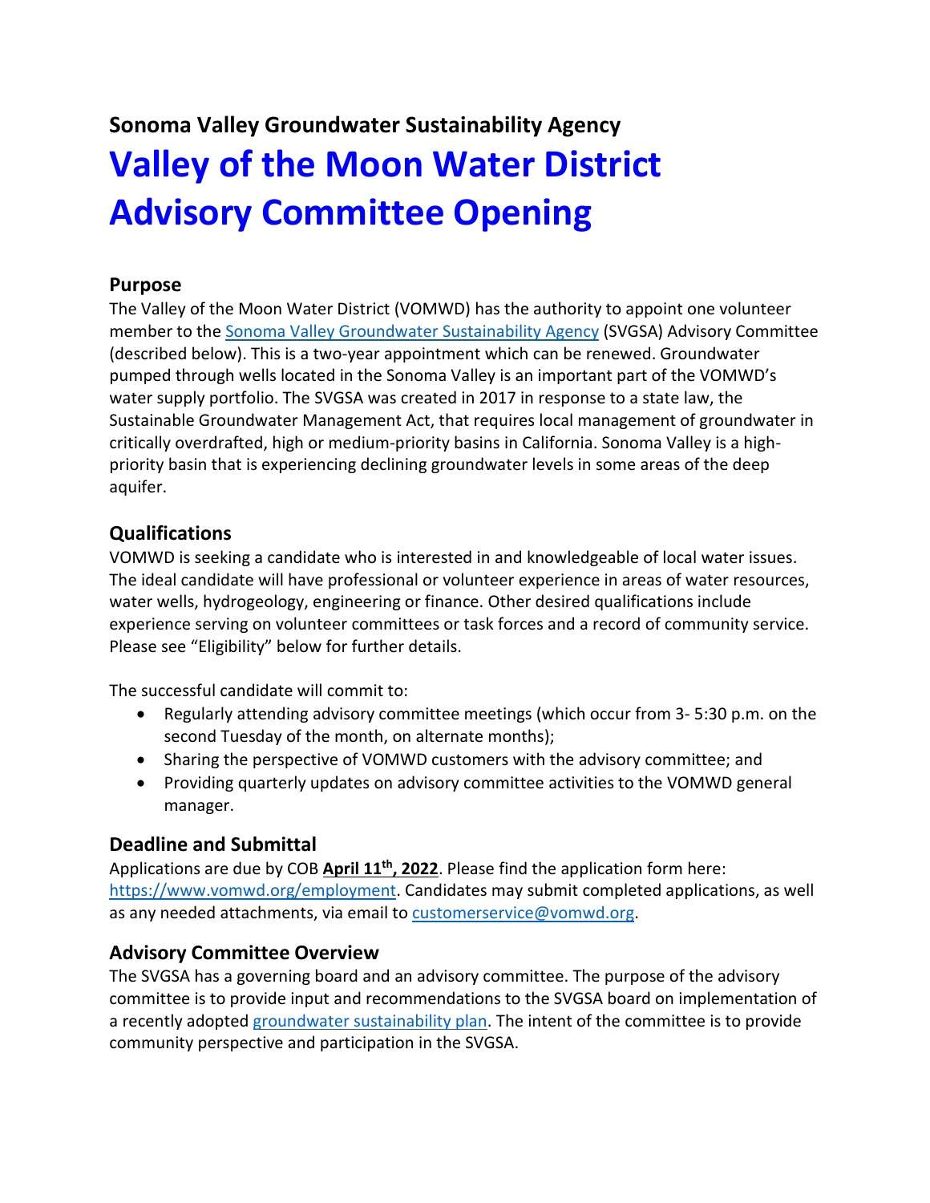## Sonoma Valley Groundwater Sustainability Agency

# Valley of the Moon Water District Advisory Committee Opening

### Purpose

The Valley of the Moon Water District (VOMWD) has the authority to appoint one volunteer member to the Sonoma Valley Groundwater Sustainability Agency (SVGSA) Advisory Committee (described below). This is a two-year appointment which can be renewed. Groundwater pumped through wells located in the Sonoma Valley is an important part of the VOMWD's water supply portfolio. The SVGSA was created in 2017 in response to a state law, the Sustainable Groundwater Management Act, that requires local management of groundwater in critically overdrafted, high or medium-priority basins in California. Sonoma Valley is a high-priority basin that is experiencing declining groundwater levels in some areas of the deep aquifer.

### Qualifications

VOMWD is seeking a candidate who is interested in and knowledgeable of local water issues. The ideal candidate will have professional or volunteer experience in areas of water resources, water wells, hydrogeology, engineering or finance. Other desired qualifications include experience serving on volunteer committees or task forces and a record of community service. Please see "Eligibility" below for further details.

The successful candidate will commit to:

- Regularly attending advisory committee meetings (which occur from 3- 5:30 p.m. on the second Tuesday of the month, on alternate months);
- Sharing the perspective of VOMWD customers with the advisory committee; and
- Providing quarterly updates on advisory committee activities to the VOMWD general manager.

### Deadline and Submittal

Applications are due by COB **April 11th, 2022**. Please find the application form here: https://www.vomwd.org/employment. Candidates may submit completed applications, as well as any needed attachments, via email to customerservice@vomwd.org.

### Advisory Committee Overview

The SVGSA has a governing board and an advisory committee. The purpose of the advisory committee is to provide input and recommendations to the SVGSA board on implementation of a recently adopted groundwater sustainability plan. The intent of the committee is to provide community perspective and participation in the SVGSA.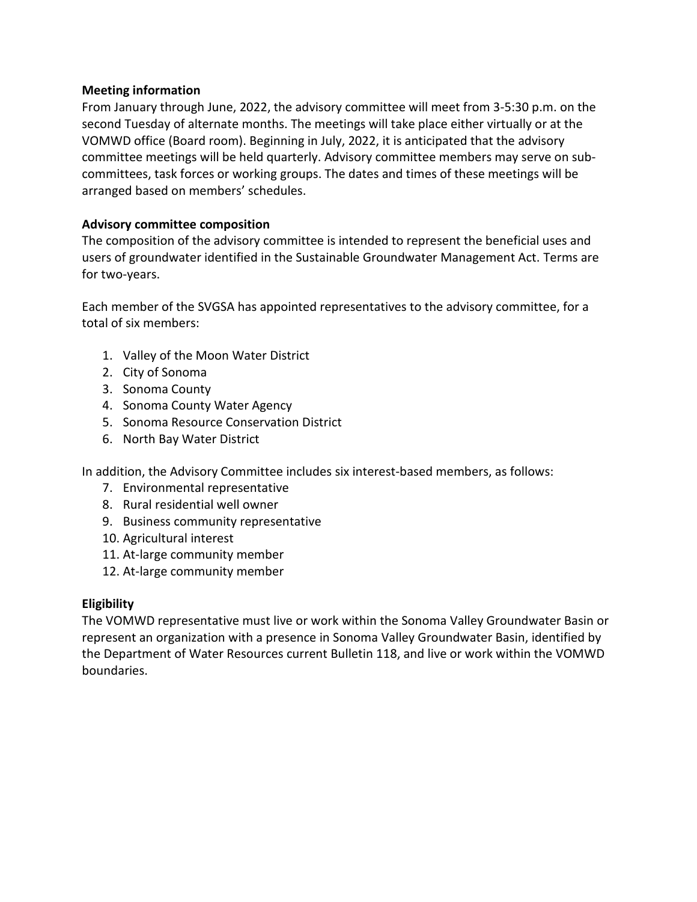**Meeting information**

From January through June, 2022, the advisory committee will meet from 3-5:30 p.m. on the second Tuesday of alternate months. The meetings will take place either virtually or at the VOMWD office (Board room). Beginning in July, 2022, it is anticipated that the advisory committee meetings will be held quarterly. Advisory committee members may serve on sub-committees, task forces or working groups. The dates and times of these meetings will be arranged based on members' schedules.

**Advisory committee composition**

The composition of the advisory committee is intended to represent the beneficial uses and users of groundwater identified in the Sustainable Groundwater Management Act. Terms are for two-years.

Each member of the SVGSA has appointed representatives to the advisory committee, for a total of six members:

1. Valley of the Moon Water District
2. City of Sonoma
3. Sonoma County
4. Sonoma County Water Agency
5. Sonoma Resource Conservation District
6. North Bay Water District

In addition, the Advisory Committee includes six interest-based members, as follows:

7. Environmental representative
8. Rural residential well owner
9. Business community representative
10. Agricultural interest
11. At-large community member
12. At-large community member

**Eligibility**

The VOMWD representative must live or work within the Sonoma Valley Groundwater Basin or represent an organization with a presence in Sonoma Valley Groundwater Basin, identified by the Department of Water Resources current Bulletin 118, and live or work within the VOMWD boundaries.